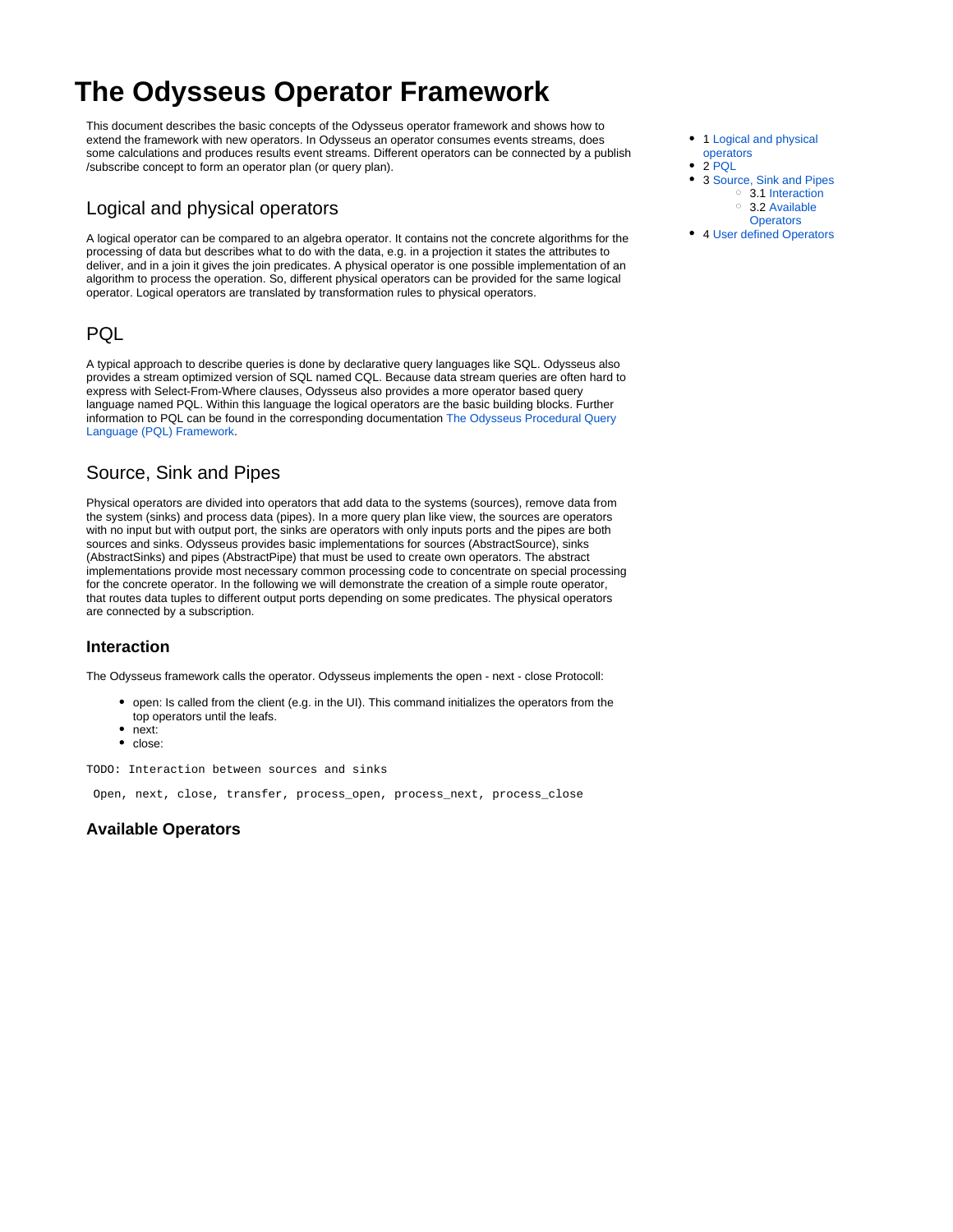# The Odysseus Operator Framework

This document describes the basic concepts of the Odysseus operator framework and shows how to extend the framework with new operators. In Odysseus an operator consumes events streams, does some calculations and produces results event streams. Different operators can be connected by a publish /subscribe concept to form an operator plan (or query plan).

- 1 Logical and physical operators
- 2 PQL
- 3 Source, Sink and Pipes
  - 3.1 Interaction
  - 3.2 Available Operators
- 4 User defined Operators

## Logical and physical operators

A logical operator can be compared to an algebra operator. It contains not the concrete algorithms for the processing of data but describes what to do with the data, e.g. in a projection it states the attributes to deliver, and in a join it gives the join predicates. A physical operator is one possible implementation of an algorithm to process the operation. So, different physical operators can be provided for the same logical operator. Logical operators are translated by transformation rules to physical operators.

## PQL

A typical approach to describe queries is done by declarative query languages like SQL. Odysseus also provides a stream optimized version of SQL named CQL. Because data stream queries are often hard to express with Select-From-Where clauses, Odysseus also provides a more operator based query language named PQL. Within this language the logical operators are the basic building blocks. Further information to PQL can be found in the corresponding documentation The Odysseus Procedural Query Language (PQL) Framework.

## Source, Sink and Pipes

Physical operators are divided into operators that add data to the systems (sources), remove data from the system (sinks) and process data (pipes). In a more query plan like view, the sources are operators with no input but with output port, the sinks are operators with only inputs ports and the pipes are both sources and sinks. Odysseus provides basic implementations for sources (AbstractSource), sinks (AbstractSinks) and pipes (AbstractPipe) that must be used to create own operators. The abstract implementations provide most necessary common processing code to concentrate on special processing for the concrete operator. In the following we will demonstrate the creation of a simple route operator, that routes data tuples to different output ports depending on some predicates. The physical operators are connected by a subscription.

### Interaction

The Odysseus framework calls the operator. Odysseus implements the open - next - close Protocoll:

- open: Is called from the client (e.g. in the UI). This command initializes the operators from the top operators until the leafs.
- next:
- close:

```
TODO: Interaction between sources and sinks
```

```
Open, next, close, transfer, process_open, process_next, process_close
```

### Available Operators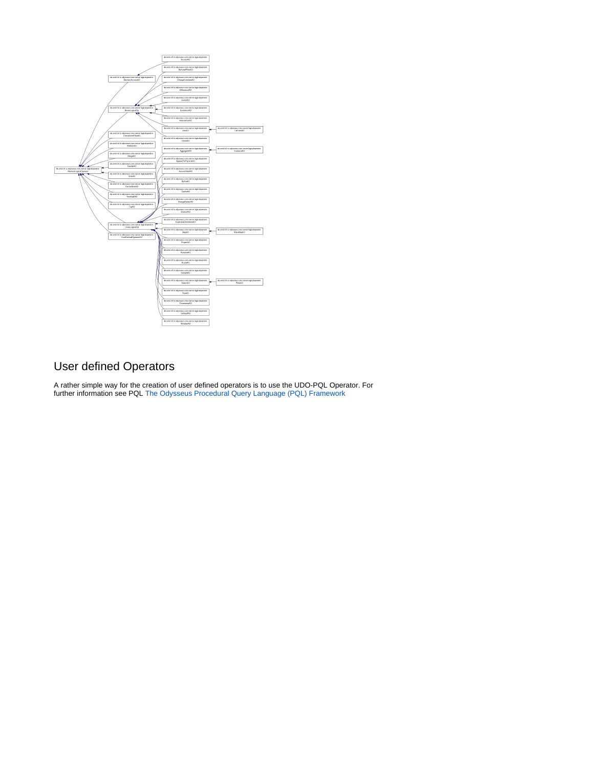## User defined Operators

A rather simple way for the creation of user defined operators is to use the UDO-PQL Operator. For further information see PQL The Odysseus Procedural Query Language (PQL) Framework